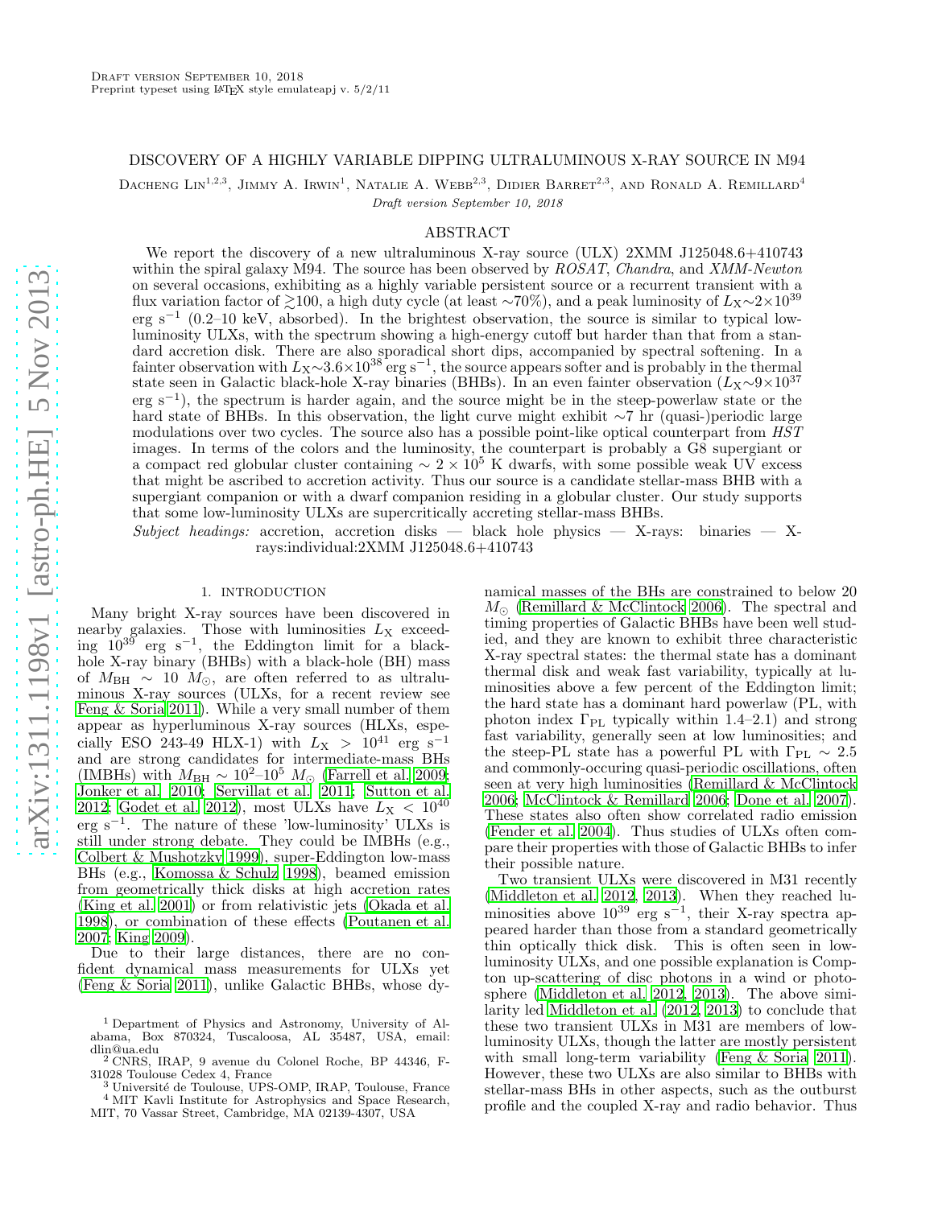Draft version September 10, 2018

Preprint typeset using LaTeX style emulateapj v. 5/2/11

# DISCOVERY OF A HIGHLY VARIABLE DIPPING ULTRALUMINOUS X-RAY SOURCE IN M94

Dacheng Lin[1,2,3], Jimmy A. Irwin[1], Natalie A. Webb[2,3], Didier Barret[2,3], and Ronald A. Remillard[4]

*Draft version September 10, 2018*

## ABSTRACT

We report the discovery of a new ultraluminous X-ray source (ULX) 2XMM J125048.6+410743 within the spiral galaxy M94. The source has been observed by *ROSAT*, *Chandra*, and *XMM-Newton* on several occasions, exhibiting as a highly variable persistent source or a recurrent transient with a flux variation factor of $\gtrsim$100, a high duty cycle (at least $\sim$70%), and a peak luminosity of $L_{\rm X}\sim2\times10^{39}$ erg s$^{-1}$ (0.2–10 keV, absorbed). In the brightest observation, the source is similar to typical low-luminosity ULXs, with the spectrum showing a high-energy cutoff but harder than that from a standard accretion disk. There are also sporadical short dips, accompanied by spectral softening. In a fainter observation with $L_{\rm X}\sim3.6\times10^{38}$ erg s$^{-1}$, the source appears softer and is probably in the thermal state seen in Galactic black-hole X-ray binaries (BHBs). In an even fainter observation ($L_{\rm X}\sim9\times10^{37}$ erg s$^{-1}$), the spectrum is harder again, and the source might be in the steep-powerlaw state or the hard state of BHBs. In this observation, the light curve might exhibit $\sim$7 hr (quasi-)periodic large modulations over two cycles. The source also has a possible point-like optical counterpart from *HST* images. In terms of the colors and the luminosity, the counterpart is probably a G8 supergiant or a compact red globular cluster containing $\sim 2\times10^5$ K dwarfs, with some possible weak UV excess that might be ascribed to accretion activity. Thus our source is a candidate stellar-mass BHB with a supergiant companion or with a dwarf companion residing in a globular cluster. Our study supports that some low-luminosity ULXs are supercritically accreting stellar-mass BHBs.

*Subject headings:* accretion, accretion disks — black hole physics — X-rays: binaries — X-rays:individual:2XMM J125048.6+410743

## 1. INTRODUCTION

Many bright X-ray sources have been discovered in nearby galaxies. Those with luminosities $L_{\rm X}$ exceeding $10^{39}$ erg s$^{-1}$, the Eddington limit for a black-hole X-ray binary (BHBs) with a black-hole (BH) mass of $M_{\rm BH}\sim10$ $M_\odot$, are often referred to as ultraluminous X-ray sources (ULXs, for a recent review see Feng & Soria 2011). While a very small number of them appear as hyperluminous X-ray sources (HLXs, especially ESO 243-49 HLX-1) with $L_{\rm X}>10^{41}$ erg s$^{-1}$ and are strong candidates for intermediate-mass BHs (IMBHs) with $M_{\rm BH}\sim10^2$–$10^5$ $M_\odot$ (Farrell et al. 2009; Jonker et al. 2010; Servillat et al. 2011; Sutton et al. 2012; Godet et al. 2012), most ULXs have $L_{\rm X}<10^{40}$ erg s$^{-1}$. The nature of these 'low-luminosity' ULXs is still under strong debate. They could be IMBHs (e.g., Colbert & Mushotzky 1999), super-Eddington low-mass BHs (e.g., Komossa & Schulz 1998), beamed emission from geometrically thick disks at high accretion rates (King et al. 2001) or from relativistic jets (Okada et al. 1998), or combination of these effects (Poutanen et al. 2007; King 2009).

Due to their large distances, there are no confident dynamical mass measurements for ULXs yet (Feng & Soria 2011), unlike Galactic BHBs, whose dynamical masses of the BHs are constrained to below 20 $M_\odot$ (Remillard & McClintock 2006). The spectral and timing properties of Galactic BHBs have been well studied, and they are known to exhibit three characteristic X-ray spectral states: the thermal state has a dominant thermal disk and weak fast variability, typically at luminosities above a few percent of the Eddington limit; the hard state has a dominant hard powerlaw (PL, with photon index $\Gamma_{\rm PL}$ typically within 1.4–2.1) and strong fast variability, generally seen at low luminosities; and the steep-PL state has a powerful PL with $\Gamma_{\rm PL}\sim2.5$ and commonly-occuring quasi-periodic oscillations, often seen at very high luminosities (Remillard & McClintock 2006; McClintock & Remillard 2006; Done et al. 2007). These states also often show correlated radio emission (Fender et al. 2004). Thus studies of ULXs often compare their properties with those of Galactic BHBs to infer their possible nature.

Two transient ULXs were discovered in M31 recently (Middleton et al. 2012, 2013). When they reached luminosities above $10^{39}$ erg s$^{-1}$, their X-ray spectra appeared harder than those from a standard geometrically thin optically thick disk. This is often seen in low-luminosity ULXs, and one possible explanation is Compton up-scattering of disc photons in a wind or photosphere (Middleton et al. 2012, 2013). The above similarity led Middleton et al. (2012, 2013) to conclude that these two transient ULXs in M31 are members of low-luminosity ULXs, though the latter are mostly persistent with small long-term variability (Feng & Soria 2011). However, these two ULXs are also similar to BHBs with stellar-mass BHs in other aspects, such as the outburst profile and the coupled X-ray and radio behavior. Thus

[1] Department of Physics and Astronomy, University of Alabama, Box 870324, Tuscaloosa, AL 35487, USA, email: dlin@ua.edu

[2] CNRS, IRAP, 9 avenue du Colonel Roche, BP 44346, F-31028 Toulouse Cedex 4, France

[3] Université de Toulouse, UPS-OMP, IRAP, Toulouse, France

[4] MIT Kavli Institute for Astrophysics and Space Research, MIT, 70 Vassar Street, Cambridge, MA 02139-4307, USA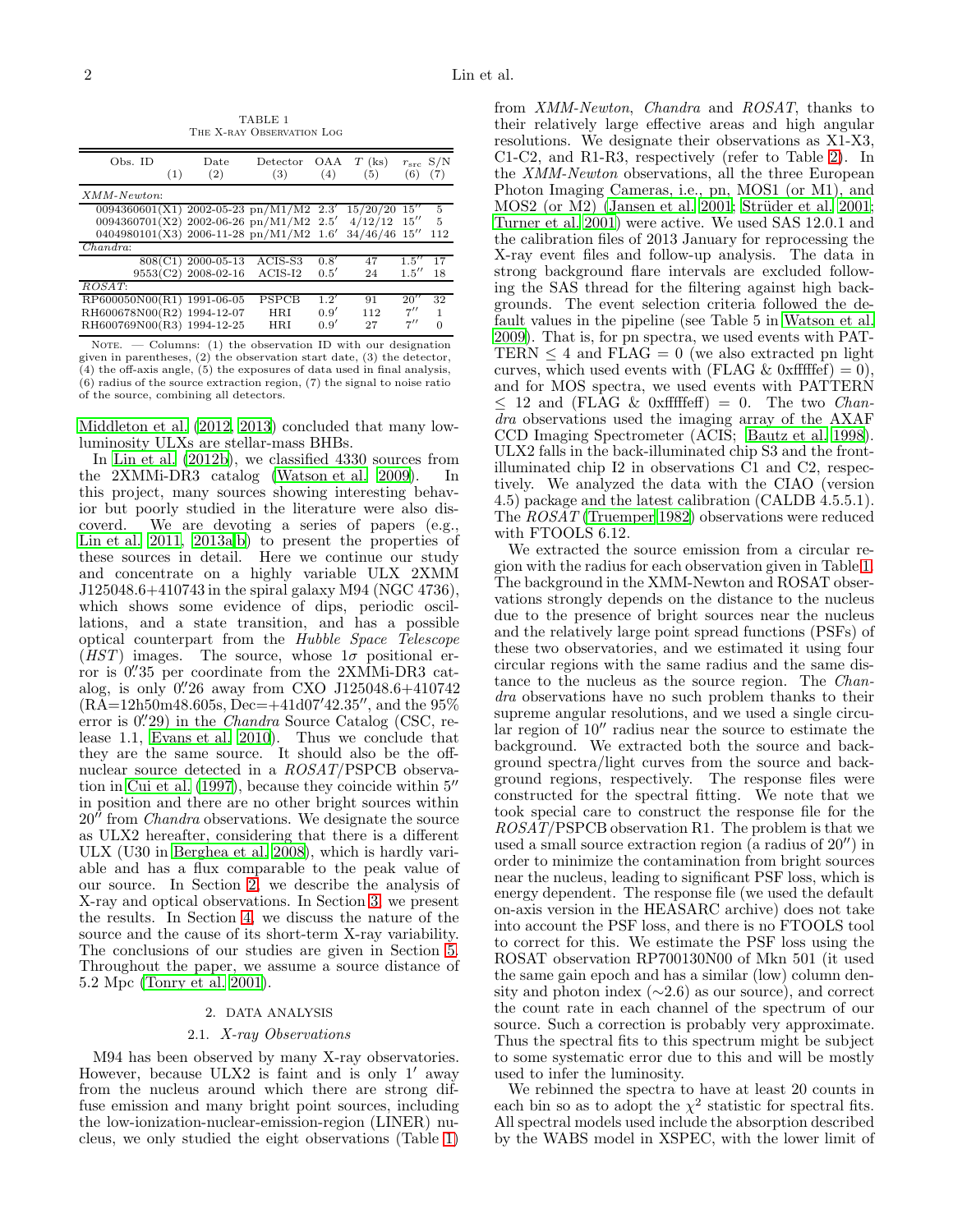TABLE 1
THE X-RAY OBSERVATION LOG

| Obs. ID (1) | Date (2) | Detector (3) | OAA (4) | $T$ (ks) (5) | $r_{src}$ (6) | S/N (7) |
|---|---|---|---|---|---|---|
| *XMM-Newton*: | | | | | | |
| 0094360601(X1) | 2002-05-23 | pn/M1/M2 | 2.3′ | 15/20/20 | 15″ | 5 |
| 0094360701(X2) | 2002-06-26 | pn/M1/M2 | 2.5′ | 4/12/12 | 15″ | 5 |
| 0404980101(X3) | 2006-11-28 | pn/M1/M2 | 1.6′ | 34/46/46 | 15″ | 112 |
| *Chandra*: | | | | | | |
| 808(C1) | 2000-05-13 | ACIS-S3 | 0.8′ | 47 | 1.5″ | 17 |
| 9553(C2) | 2008-02-16 | ACIS-I2 | 0.5′ | 24 | 1.5″ | 18 |
| *ROSAT*: | | | | | | |
| RP600050N00(R1) | 1991-06-05 | PSPCB | 1.2′ | 91 | 20″ | 32 |
| RH600678N00(R2) | 1994-12-07 | HRI | 0.9′ | 112 | 7″ | 1 |
| RH600769N00(R3) | 1994-12-25 | HRI | 0.9′ | 27 | 7″ | 0 |

NOTE. — Columns: (1) the observation ID with our designation given in parentheses, (2) the observation start date, (3) the detector, (4) the off-axis angle, (5) the exposures of data used in final analysis, (6) radius of the source extraction region, (7) the signal to noise ratio of the source, combining all detectors.

Middleton et al. (2012, 2013) concluded that many low-luminosity ULXs are stellar-mass BHBs.

In Lin et al. (2012b), we classified 4330 sources from the 2XMMi-DR3 catalog (Watson et al. 2009). In this project, many sources showing interesting behavior but poorly studied in the literature were also discoverd. We are devoting a series of papers (e.g., Lin et al. 2011, 2013a,b) to present the properties of these sources in detail. Here we continue our study and concentrate on a highly variable ULX 2XMM J125048.6+410743 in the spiral galaxy M94 (NGC 4736), which shows some evidence of dips, periodic oscillations, and a state transition, and has a possible optical counterpart from the *Hubble Space Telescope* (*HST*) images. The source, whose 1$\sigma$ positional error is 0.″35 per coordinate from the 2XMMi-DR3 catalog, is only 0.″26 away from CXO J125048.6+410742 (RA=12h50m48.605s, Dec=+41d07′42.35″, and the 95% error is 0.″29) in the *Chandra* Source Catalog (CSC, release 1.1, Evans et al. 2010). Thus we conclude that they are the same source. It should also be the off-nuclear source detected in a *ROSAT*/PSPCB observation in Cui et al. (1997), because they coincide within 5″ in position and there are no other bright sources within 20″ from *Chandra* observations. We designate the source as ULX2 hereafter, considering that there is a different ULX (U30 in Berghea et al. 2008), which is hardly variable and has a flux comparable to the peak value of our source. In Section 2, we describe the analysis of X-ray and optical observations. In Section 3, we present the results. In Section 4, we discuss the nature of the source and the cause of its short-term X-ray variability. The conclusions of our studies are given in Section 5. Throughout the paper, we assume a source distance of 5.2 Mpc (Tonry et al. 2001).

## 2. DATA ANALYSIS

### 2.1. *X-ray Observations*

M94 has been observed by many X-ray observatories. However, because ULX2 is faint and is only 1′ away from the nucleus around which there are strong diffuse emission and many bright point sources, including the low-ionization-nuclear-emission-region (LINER) nucleus, we only studied the eight observations (Table 1) from *XMM-Newton*, *Chandra* and *ROSAT*, thanks to their relatively large effective areas and high angular resolutions. We designate their observations as X1-X3, C1-C2, and R1-R3, respectively (refer to Table 2). In the *XMM-Newton* observations, all the three European Photon Imaging Cameras, i.e., pn, MOS1 (or M1), and MOS2 (or M2) (Jansen et al. 2001; Strüder et al. 2001; Turner et al. 2001) were active. We used SAS 12.0.1 and the calibration files of 2013 January for reprocessing the X-ray event files and follow-up analysis. The data in strong background flare intervals are excluded following the SAS thread for the filtering against high backgrounds. The event selection criteria followed the default values in the pipeline (see Table 5 in Watson et al. 2009). That is, for pn spectra, we used events with PATTERN $\leq$ 4 and FLAG = 0 (we also extracted pn light curves, which used events with (FLAG & 0xfffffef) = 0), and for MOS spectra, we used events with PATTERN $\leq$ 12 and (FLAG & 0xfffffeff) = 0. The two *Chandra* observations used the imaging array of the AXAF CCD Imaging Spectrometer (ACIS; Bautz et al. 1998). ULX2 falls in the back-illuminated chip S3 and the front-illuminated chip I2 in observations C1 and C2, respectively. We analyzed the data with the CIAO (version 4.5) package and the latest calibration (CALDB 4.5.5.1). The *ROSAT* (Truemper 1982) observations were reduced with FTOOLS 6.12.

We extracted the source emission from a circular region with the radius for each observation given in Table 1. The background in the XMM-Newton and ROSAT observations strongly depends on the distance to the nucleus due to the presence of bright sources near the nucleus and the relatively large point spread functions (PSFs) of these two observatories, and we estimated it using four circular regions with the same radius and the same distance to the nucleus as the source region. The *Chandra* observations have no such problem thanks to their supreme angular resolutions, and we used a single circular region of 10″ radius near the source to estimate the background. We extracted both the source and background spectra/light curves from the source and background regions, respectively. The response files were constructed for the spectral fitting. We note that we took special care to construct the response file for the *ROSAT*/PSPCB observation R1. The problem is that we used a small source extraction region (a radius of 20″) in order to minimize the contamination from bright sources near the nucleus, leading to significant PSF loss, which is energy dependent. The response file (we used the default on-axis version in the HEASARC archive) does not take into account the PSF loss, and there is no FTOOLS tool to correct for this. We estimate the PSF loss using the ROSAT observation RP700130N00 of Mkn 501 (it used the same gain epoch and has a similar (low) column density and photon index ($\sim$2.6) as our source), and correct the count rate in each channel of the spectrum of our source. Such a correction is probably very approximate. Thus the spectral fits to this spectrum might be subject to some systematic error due to this and will be mostly used to infer the luminosity.

We rebinned the spectra to have at least 20 counts in each bin so as to adopt the $\chi^2$ statistic for spectral fits. All spectral models used include the absorption described by the WABS model in XSPEC, with the lower limit of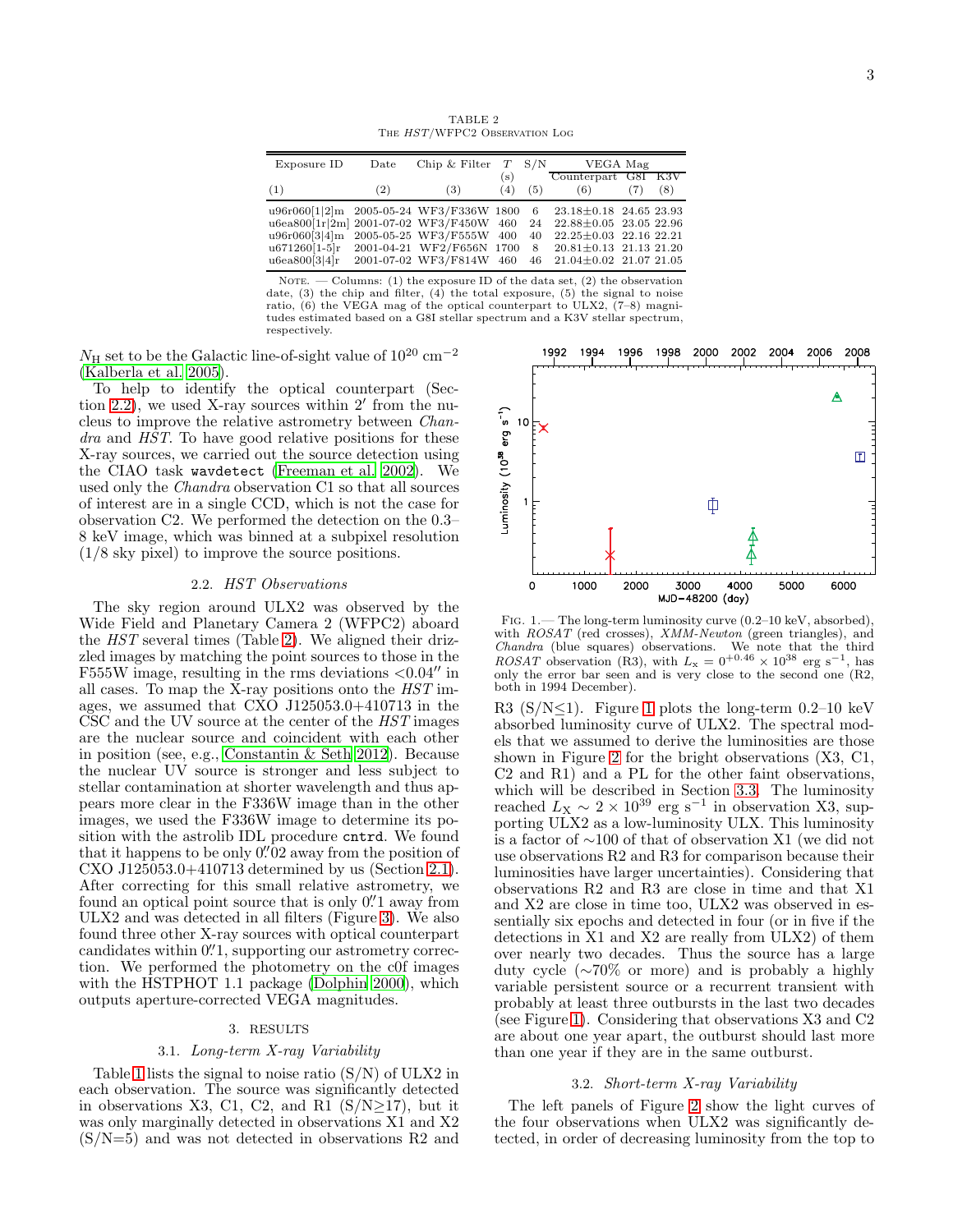TABLE 2
The *HST*/WFPC2 Observation Log

| Exposure ID | Date | Chip & Filter | $T$ (s) | S/N | VEGA Mag | | |
|---|---|---|---|---|---|---|---|
| | | | | | Counterpart | G8I | K3V |
| (1) | (2) | (3) | (4) | (5) | (6) | (7) | (8) |
| u96r060[1\|2]m | 2005-05-24 | WF3/F336W | 1800 | 6 | 23.18±0.18 | 24.65 | 23.93 |
| u6ea800[1r\|2m] | 2001-07-02 | WF3/F450W | 460 | 24 | 22.88±0.05 | 23.05 | 22.96 |
| u96r060[3\|4]m | 2005-05-25 | WF3/F555W | 400 | 40 | 22.25±0.03 | 22.16 | 22.21 |
| u671260[1-5]r | 2001-04-21 | WF2/F656N | 1700 | 8 | 20.81±0.13 | 21.13 | 21.20 |
| u6ea800[3\|4]r | 2001-07-02 | WF3/F814W | 460 | 46 | 21.04±0.02 | 21.07 | 21.05 |

Note. — Columns: (1) the exposure ID of the data set, (2) the observation date, (3) the chip and filter, (4) the total exposure, (5) the signal to noise ratio, (6) the VEGA mag of the optical counterpart to ULX2, (7–8) magnitudes estimated based on a G8I stellar spectrum and a K3V stellar spectrum, respectively.

$N_{\rm H}$ set to be the Galactic line-of-sight value of $10^{20}$ cm$^{-2}$ (Kalberla et al. 2005).

To help to identify the optical counterpart (Section 2.2), we used X-ray sources within $2'$ from the nucleus to improve the relative astrometry between *Chandra* and *HST*. To have good relative positions for these X-ray sources, we carried out the source detection using the CIAO task `wavdetect` (Freeman et al. 2002). We used only the *Chandra* observation C1 so that all sources of interest are in a single CCD, which is not the case for observation C2. We performed the detection on the 0.3–8 keV image, which was binned at a subpixel resolution (1/8 sky pixel) to improve the source positions.

### 2.2. *HST Observations*

The sky region around ULX2 was observed by the Wide Field and Planetary Camera 2 (WFPC2) aboard the *HST* several times (Table 2). We aligned their drizzled images by matching the point sources to those in the F555W image, resulting in the rms deviations $<0.04''$ in all cases. To map the X-ray positions onto the *HST* images, we assumed that CXO J125053.0+410713 in the CSC and the UV source at the center of the *HST* images are the nuclear source and coincident with each other in position (see, e.g., Constantin & Seth 2012). Because the nuclear UV source is stronger and less subject to stellar contamination at shorter wavelength and thus appears more clear in the F336W image than in the other images, we used the F336W image to determine its position with the astrolib IDL procedure `cntrd`. We found that it happens to be only $0.''02$ away from the position of CXO J125053.0+410713 determined by us (Section 2.1). After correcting for this small relative astrometry, we found an optical point source that is only $0.''1$ away from ULX2 and was detected in all filters (Figure 3). We also found three other X-ray sources with optical counterpart candidates within $0.''1$, supporting our astrometry correction. We performed the photometry on the c0f images with the HSTPHOT 1.1 package (Dolphin 2000), which outputs aperture-corrected VEGA magnitudes.

## 3. RESULTS

### 3.1. *Long-term X-ray Variability*

Table 1 lists the signal to noise ratio (S/N) of ULX2 in each observation. The source was significantly detected in observations X3, C1, C2, and R1 (S/N≥17), but it was only marginally detected in observations X1 and X2 (S/N=5) and was not detected in observations R2 and R3 (S/N≤1). Figure 1 plots the long-term 0.2–10 keV absorbed luminosity curve of ULX2. The spectral models that we assumed to derive the luminosities are those shown in Figure 2 for the bright observations (X3, C1, C2 and R1) and a PL for the other faint observations, which will be described in Section 3.3. The luminosity reached $L_{\rm X} \sim 2\times10^{39}$ erg s$^{-1}$ in observation X3, supporting ULX2 as a low-luminosity ULX. This luminosity is a factor of ∼100 of that of observation X1 (we did not use observations R2 and R3 for comparison because their luminosities have larger uncertainties). Considering that observations R2 and R3 are close in time and that X1 and X2 are close in time too, ULX2 was observed in essentially six epochs and detected in four (or in five if the detections in X1 and X2 are really from ULX2) of them over nearly two decades. Thus the source has a large duty cycle (∼70% or more) and is probably a highly variable persistent source or a recurrent transient with probably at least three outbursts in the last two decades (see Figure 1). Considering that observations X3 and C2 are about one year apart, the outburst should last more than one year if they are in the same outburst.

Fig. 1.— The long-term luminosity curve (0.2–10 keV, absorbed), with *ROSAT* (red crosses), *XMM-Newton* (green triangles), and *Chandra* (blue squares) observations. We note that the third *ROSAT* observation (R3), with $L_{\rm x} = 0^{+0.46}\times10^{38}$ erg s$^{-1}$, has only the error bar seen and is very close to the second one (R2, both in 1994 December).

### 3.2. *Short-term X-ray Variability*

The left panels of Figure 2 show the light curves of the four observations when ULX2 was significantly detected, in order of decreasing luminosity from the top to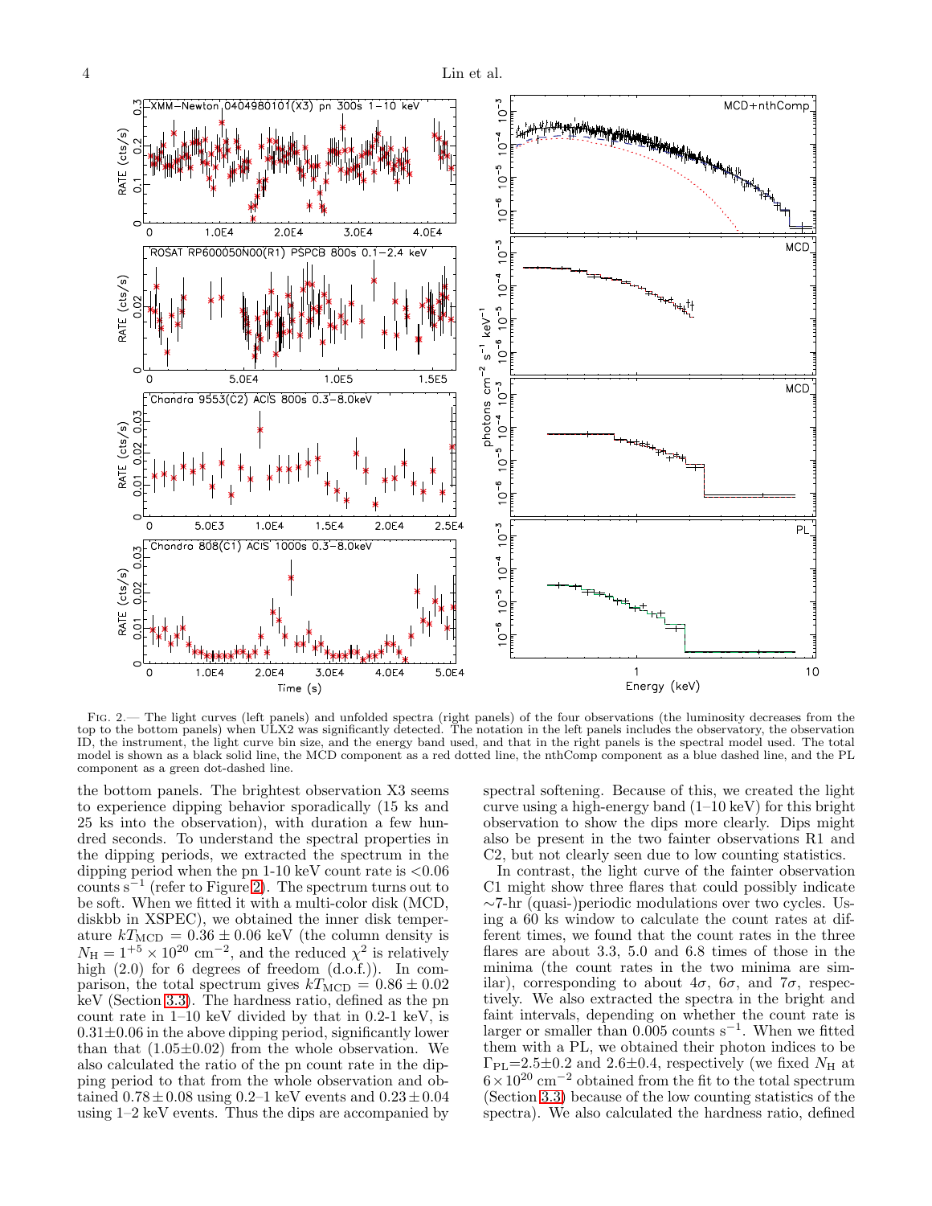FIG. 2.— The light curves (left panels) and unfolded spectra (right panels) of the four observations (the luminosity decreases from the top to the bottom panels) when ULX2 was significantly detected. The notation in the left panels includes the observatory, the observation ID, the instrument, the light curve bin size, and the energy band used, and that in the right panels is the spectral model used. The total model is shown as a black solid line, the MCD component as a red dotted line, the nthComp component as a blue dashed line, and the PL component as a green dot-dashed line.

the bottom panels. The brightest observation X3 seems to experience dipping behavior sporadically (15 ks and 25 ks into the observation), with duration a few hundred seconds. To understand the spectral properties in the dipping periods, we extracted the spectrum in the dipping period when the pn 1-10 keV count rate is <0.06 counts $s^{-1}$ (refer to Figure 2). The spectrum turns out to be soft. When we fitted it with a multi-color disk (MCD, diskbb in XSPEC), we obtained the inner disk temperature $kT_{\rm MCD} = 0.36 \pm 0.06$ keV (the column density is $N_{\rm H} = 1^{+5} \times 10^{20}$ cm$^{-2}$, and the reduced $\chi^2$ is relatively high (2.0) for 6 degrees of freedom (d.o.f.)). In comparison, the total spectrum gives $kT_{\rm MCD} = 0.86 \pm 0.02$ keV (Section 3.3). The hardness ratio, defined as the pn count rate in 1–10 keV divided by that in 0.2-1 keV, is $0.31 \pm 0.06$ in the above dipping period, significantly lower than that ($1.05 \pm 0.02$) from the whole observation. We also calculated the ratio of the pn count rate in the dipping period to that from the whole observation and obtained $0.78 \pm 0.08$ using 0.2–1 keV events and $0.23 \pm 0.04$ using 1–2 keV events. Thus the dips are accompanied by spectral softening. Because of this, we created the light curve using a high-energy band (1–10 keV) for this bright observation to show the dips more clearly. Dips might also be present in the two fainter observations R1 and C2, but not clearly seen due to low counting statistics.

In contrast, the light curve of the fainter observation C1 might show three flares that could possibly indicate ~7-hr (quasi-)periodic modulations over two cycles. Using a 60 ks window to calculate the count rates at different times, we found that the count rates in the three flares are about 3.3, 5.0 and 6.8 times of those in the minima (the count rates in the two minima are similar), corresponding to about $4\sigma$, $6\sigma$, and $7\sigma$, respectively. We also extracted the spectra in the bright and faint intervals, depending on whether the count rate is larger or smaller than 0.005 counts $s^{-1}$. When we fitted them with a PL, we obtained their photon indices to be $\Gamma_{\rm PL} = 2.5 \pm 0.2$ and $2.6 \pm 0.4$, respectively (we fixed $N_{\rm H}$ at $6 \times 10^{20}$ cm$^{-2}$ obtained from the fit to the total spectrum (Section 3.3) because of the low counting statistics of the spectra). We also calculated the hardness ratio, defined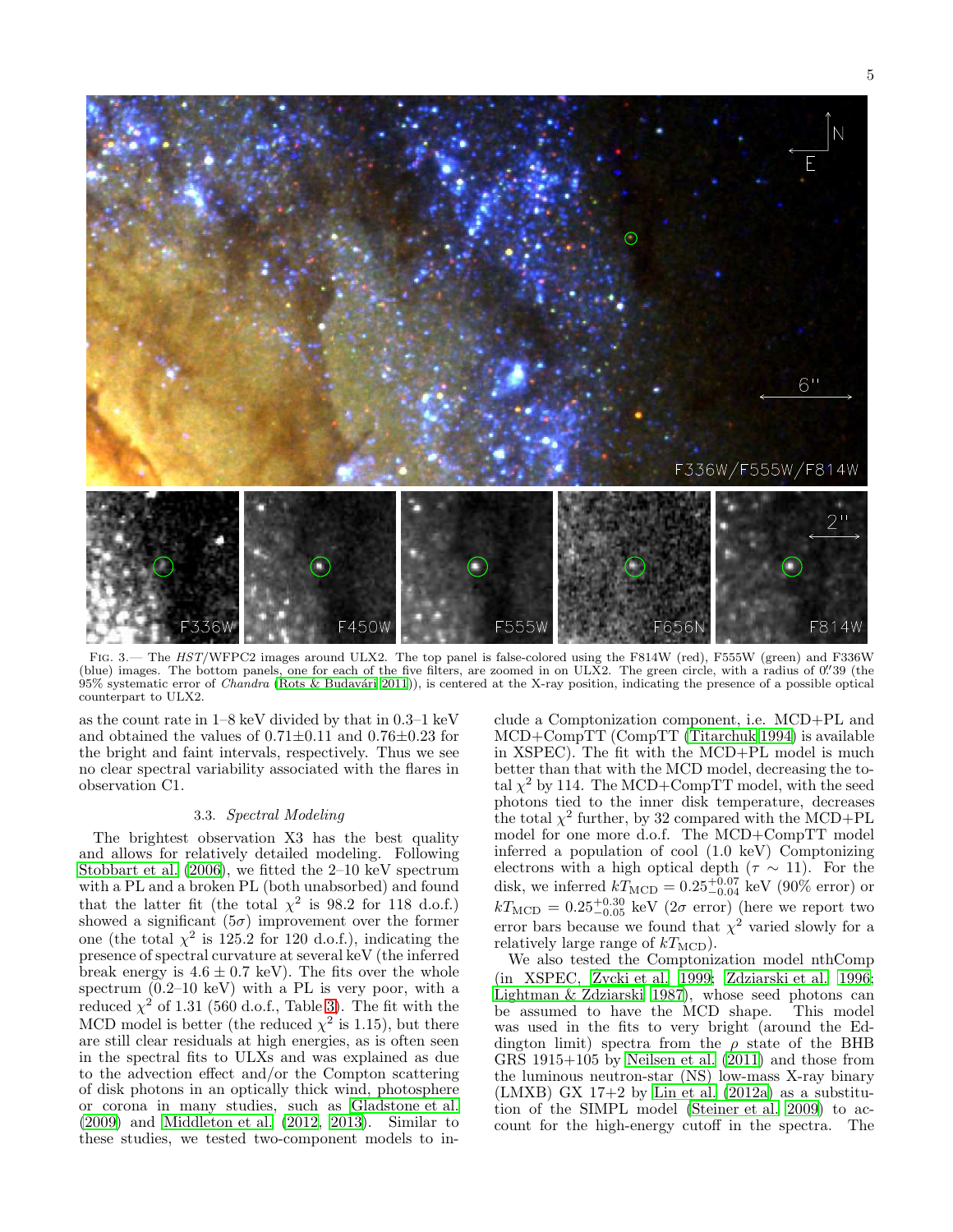Fig. 3.— The *HST*/WFPC2 images around ULX2. The top panel is false-colored using the F814W (red), F555W (green) and F336W (blue) images. The bottom panels, one for each of the five filters, are zoomed in on ULX2. The green circle, with a radius of 0.″39 (the 95% systematic error of *Chandra* (Rots & Budavári 2011)), is centered at the X-ray position, indicating the presence of a possible optical counterpart to ULX2.

as the count rate in 1–8 keV divided by that in 0.3–1 keV and obtained the values of 0.71±0.11 and 0.76±0.23 for the bright and faint intervals, respectively. Thus we see no clear spectral variability associated with the flares in observation C1.

### 3.3. *Spectral Modeling*

The brightest observation X3 has the best quality and allows for relatively detailed modeling. Following Stobbart et al. (2006), we fitted the 2–10 keV spectrum with a PL and a broken PL (both unabsorbed) and found that the latter fit (the total $\chi^2$ is 98.2 for 118 d.o.f.) showed a significant ($5\sigma$) improvement over the former one (the total $\chi^2$ is 125.2 for 120 d.o.f.), indicating the presence of spectral curvature at several keV (the inferred break energy is $4.6 \pm 0.7$ keV). The fits over the whole spectrum (0.2–10 keV) with a PL is very poor, with a reduced $\chi^2$ of 1.31 (560 d.o.f., Table 3). The fit with the MCD model is better (the reduced $\chi^2$ is 1.15), but there are still clear residuals at high energies, as is often seen in the spectral fits to ULXs and was explained as due to the advection effect and/or the Compton scattering of disk photons in an optically thick wind, photosphere or corona in many studies, such as Gladstone et al. (2009) and Middleton et al. (2012, 2013). Similar to these studies, we tested two-component models to include a Comptonization component, i.e. MCD+PL and MCD+CompTT (CompTT (Titarchuk 1994) is available in XSPEC). The fit with the MCD+PL model is much better than that with the MCD model, decreasing the total $\chi^2$ by 114. The MCD+CompTT model, with the seed photons tied to the inner disk temperature, decreases the total $\chi^2$ further, by 32 compared with the MCD+PL model for one more d.o.f. The MCD+CompTT model inferred a population of cool (1.0 keV) Comptonizing electrons with a high optical depth ($\tau \sim 11$). For the disk, we inferred $kT_{\rm MCD} = 0.25^{+0.07}_{-0.04}$ keV (90% error) or $kT_{\rm MCD} = 0.25^{+0.30}_{-0.05}$ keV ($2\sigma$ error) (here we report two error bars because we found that $\chi^2$ varied slowly for a relatively large range of $kT_{\rm MCD}$).

We also tested the Comptonization model nthComp (in XSPEC, Zycki et al. 1999; Zdziarski et al. 1996; Lightman & Zdziarski 1987), whose seed photons can be assumed to have the MCD shape. This model was used in the fits to very bright (around the Eddington limit) spectra from the $\rho$ state of the BHB GRS 1915+105 by Neilsen et al. (2011) and those from the luminous neutron-star (NS) low-mass X-ray binary (LMXB) GX 17+2 by Lin et al. (2012a) as a substitution of the SIMPL model (Steiner et al. 2009) to account for the high-energy cutoff in the spectra. The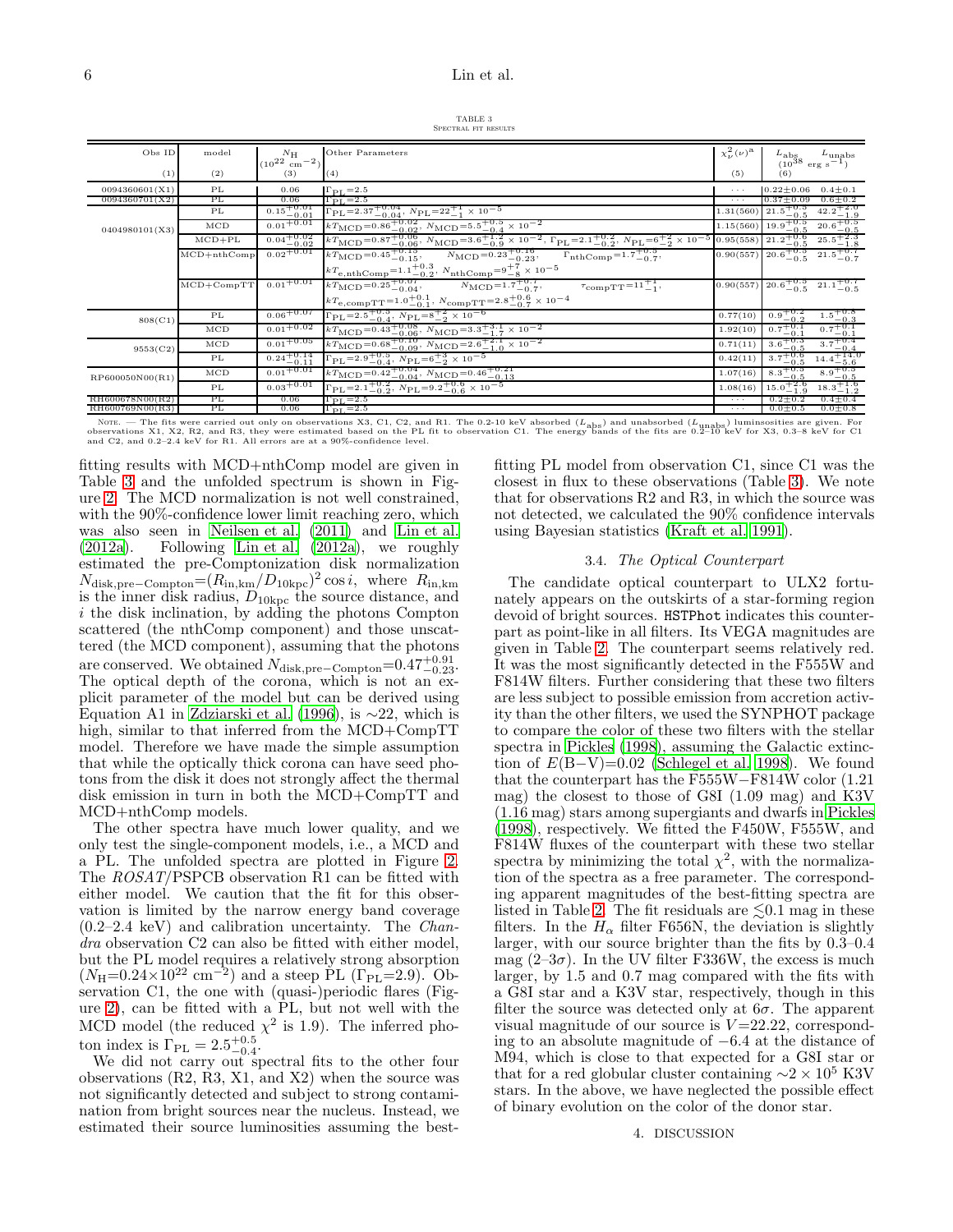TABLE 3
SPECTRAL FIT RESULTS

| Obs ID | model | $N_{\rm H}$ ($10^{22}$ cm$^{-2}$) | Other Parameters | $\chi^2_\nu(\nu)^{\rm a}$ | $L_{\rm abs}$ ($10^{38}$ erg s$^{-1}$) | $L_{\rm unabs}$ ($10^{38}$ erg s$^{-1}$) |
|---|---|---|---|---|---|---|
| (1) | (2) | (3) | (4) | (5) | (6) | |
| 0094360601(X1) | PL | 0.06 | $\Gamma_{\rm PL}$=2.5 | ··· | 0.22±0.06 | 0.4±0.1 |
| 0094360701(X2) | PL | 0.06 | $\Gamma_{\rm PL}$=2.5 | ··· | 0.37±0.09 | 0.6±0.2 |
| 0404980101(X3) | PL | $0.15^{+0.01}_{-0.01}$ | $\Gamma_{\rm PL}=2.37^{+0.04}_{-0.04}$, $N_{\rm PL}=22^{+1}_{-1}\times10^{-5}$ | 1.31(560) | $21.5^{+0.5}_{-0.5}$ | $42.2^{+2.0}_{-1.9}$ |
| | MCD | $0.01^{+0.01}$ | $kT_{\rm MCD}=0.86^{+0.02}_{-0.02}$, $N_{\rm MCD}=5.5^{+0.5}_{-0.4}\times10^{-2}$ | 1.15(560) | $19.9^{+0.5}_{-0.5}$ | $20.6^{+0.5}_{-0.5}$ |
| | MCD+PL | $0.04^{+0.02}_{-0.02}$ | $kT_{\rm MCD}=0.87^{+0.06}_{-0.06}$, $N_{\rm MCD}=3.6^{+1.2}_{-0.9}\times10^{-2}$, $\Gamma_{\rm PL}=2.1^{+0.2}_{-0.2}$, $N_{\rm PL}=6^{+2}_{-2}\times10^{-5}$ | 0.95(558) | $21.2^{+0.6}_{-0.5}$ | $25.5^{+2.3}_{-1.8}$ |
| | MCD+nthComp | $0.02^{+0.01}$ | $kT_{\rm MCD}=0.45^{+0.15}_{-0.15}$, $N_{\rm MCD}=0.23^{+0.16}_{-0.23}$, $\Gamma_{\rm nthComp}=1.7^{+0.3}_{-0.7}$, $kT_{\rm e,nthComp}=1.1^{+0.3}_{-0.2}$, $N_{\rm nthComp}=9^{+7}_{-8}\times10^{-5}$ | 0.90(557) | $20.6^{+0.5}_{-0.5}$ | $21.5^{+0.7}_{-0.7}$ |
| | MCD+CompTT | $0.01^{+0.01}$ | $kT_{\rm MCD}=0.25^{+0.07}_{-0.04}$, $N_{\rm MCD}=1.7^{+0.7}_{-0.7}$, $\tau_{\rm compTT}=11^{+1}_{-1}$, $kT_{\rm e,compTT}=1.0^{+0.1}_{-0.1}$, $N_{\rm compTT}=2.8^{+0.6}_{-0.7}\times10^{-4}$ | 0.90(557) | $20.6^{+0.5}_{-0.5}$ | $21.1^{+0.7}_{-0.5}$ |
| 808(C1) | PL | $0.06^{+0.07}$ | $\Gamma_{\rm PL}=2.5^{+0.5}_{-0.4}$, $N_{\rm PL}=8^{+2}_{-2}\times10^{-6}$ | 0.77(10) | $0.9^{+0.2}_{-0.2}$ | $1.5^{+0.8}_{-0.3}$ |
| | MCD | $0.01^{+0.02}$ | $kT_{\rm MCD}=0.43^{+0.08}_{-0.06}$, $N_{\rm MCD}=3.3^{+3.1}_{-1.7}\times10^{-2}$ | 1.92(10) | $0.7^{+0.1}_{-0.1}$ | $0.7^{+0.1}_{-0.1}$ |
| 9553(C2) | MCD | $0.01^{+0.05}$ | $kT_{\rm MCD}=0.68^{+0.10}_{-0.09}$, $N_{\rm MCD}=2.6^{+2.1}_{-1.0}\times10^{-2}$ | 0.71(11) | $3.6^{+0.3}_{-0.5}$ | $3.7^{+0.4}_{-0.4}$ |
| | PL | $0.24^{+0.14}_{-0.11}$ | $\Gamma_{\rm PL}=2.9^{+0.5}_{-0.4}$, $N_{\rm PL}=6^{+3}_{-2}\times10^{-5}$ | 0.42(11) | $3.7^{+0.6}_{-0.5}$ | $14.4^{+14.0}_{-5.6}$ |
| RP600050N00(R1) | MCD | $0.01^{+0.01}$ | $kT_{\rm MCD}=0.42^{+0.04}_{-0.04}$, $N_{\rm MCD}=0.46^{+0.21}_{-0.13}$ | 1.07(16) | $8.3^{+0.5}_{-0.5}$ | $8.9^{+0.5}_{-0.5}$ |
| | PL | $0.03^{+0.01}$ | $\Gamma_{\rm PL}=2.1^{+0.2}_{-0.2}$, $N_{\rm PL}=9.2^{+0.6}_{-0.6}\times10^{-5}$ | 1.08(16) | $15.0^{+2.6}_{-1.9}$ | $18.3^{+1.6}_{-1.2}$ |
| RH600678N00(R2) | PL | 0.06 | $\Gamma_{\rm PL}$=2.5 | ··· | 0.2±0.2 | 0.4±0.4 |
| RH600769N00(R3) | PL | 0.06 | $\Gamma_{\rm PL}$=2.5 | ··· | 0.0±0.5 | 0.0±0.8 |

NOTE. — The fits were carried out only on observations X3, C1, C2, and R1. The 0.2-10 keV absorbed ($L_{\rm abs}$) and unabsorbed ($L_{\rm unabs}$) luminosities are given. For observations X1, X2, R2, and R3, they were estimated based on the PL fit to observation C1. The energy bands of the fits are 0.2–10 keV for X3, 0.3–8 keV for C1 and C2, and 0.2–2.4 keV for R1. All errors are at a 90%-confidence level.

fitting results with MCD+nthComp model are given in Table 3 and the unfolded spectrum is shown in Figure 2. The MCD normalization is not well constrained, with the 90%-confidence lower limit reaching zero, which was also seen in Neilsen et al. (2011) and Lin et al. (2012a). Following Lin et al. (2012a), we roughly estimated the pre-Comptonization disk normalization $N_{\rm disk,pre-Compton}$=$(R_{\rm in,km}/D_{\rm 10kpc})^2\cos i$, where $R_{\rm in,km}$ is the inner disk radius, $D_{\rm 10kpc}$ the source distance, and $i$ the disk inclination, by adding the photons Compton scattered (the nthComp component) and those unscattered (the MCD component), assuming that the photons are conserved. We obtained $N_{\rm disk,pre-Compton}$=$0.47^{+0.91}_{-0.23}$. The optical depth of the corona, which is not an explicit parameter of the model but can be derived using Equation A1 in Zdziarski et al. (1996), is $\sim$22, which is high, similar to that inferred from the MCD+CompTT model. Therefore we have made the simple assumption that while the optically thick corona can have seed photons from the disk it does not strongly affect the thermal disk emission in turn in both the MCD+CompTT and MCD+nthComp models.

The other spectra have much lower quality, and we only test the single-component models, i.e., a MCD and a PL. The unfolded spectra are plotted in Figure 2. The *ROSAT*/PSPCB observation R1 can be fitted with either model. We caution that the fit for this observation is limited by the narrow energy band coverage (0.2–2.4 keV) and calibration uncertainty. The *Chandra* observation C2 can also be fitted with either model, but the PL model requires a relatively strong absorption ($N_{\rm H}$=0.24$\times10^{22}$ cm$^{-2}$) and a steep PL ($\Gamma_{\rm PL}$=2.9). Observation C1, the one with (quasi-)periodic flares (Figure 2), can be fitted with a PL, but not well with the MCD model (the reduced $\chi^2$ is 1.9). The inferred photon index is $\Gamma_{\rm PL}=2.5^{+0.5}_{-0.4}$.

We did not carry out spectral fits to the other four observations (R2, R3, X1, and X2) when the source was not significantly detected and subject to strong contamination from bright sources near the nucleus. Instead, we estimated their source luminosities assuming the best-fitting PL model from observation C1, since C1 was the closest in flux to these observations (Table 3). We note that for observations R2 and R3, in which the source was not detected, we calculated the 90% confidence intervals using Bayesian statistics (Kraft et al. 1991).

### 3.4. *The Optical Counterpart*

The candidate optical counterpart to ULX2 fortunately appears on the outskirts of a star-forming region devoid of bright sources. HSTPhot indicates this counterpart as point-like in all filters. Its VEGA magnitudes are given in Table 2. The counterpart seems relatively red. It was the most significantly detected in the F555W and F814W filters. Further considering that these two filters are less subject to possible emission from accretion activity than the other filters, we used the SYNPHOT package to compare the color of these two filters with the stellar spectra in Pickles (1998), assuming the Galactic extinction of $E$(B−V)=0.02 (Schlegel et al. 1998). We found that the counterpart has the F555W−F814W color (1.21 mag) the closest to those of G8I (1.09 mag) and K3V (1.16 mag) stars among supergiants and dwarfs in Pickles (1998), respectively. We fitted the F450W, F555W, and F814W fluxes of the counterpart with these two stellar spectra by minimizing the total $\chi^2$, with the normalization of the spectra as a free parameter. The corresponding apparent magnitudes of the best-fitting spectra are listed in Table 2. The fit residuals are $\lesssim$0.1 mag in these filters. In the $H_\alpha$ filter F656N, the deviation is slightly larger, with our source brighter than the fits by 0.3–0.4 mag (2–3$\sigma$). In the UV filter F336W, the excess is much larger, by 1.5 and 0.7 mag compared with the fits with a G8I star and a K3V star, respectively, though in this filter the source was detected only at 6$\sigma$. The apparent visual magnitude of our source is $V$=22.22, corresponding to an absolute magnitude of −6.4 at the distance of M94, which is close to that expected for a G8I star or that for a red globular cluster containing $\sim2\times10^5$ K3V stars. In the above, we have neglected the possible effect of binary evolution on the color of the donor star.

## 4. DISCUSSION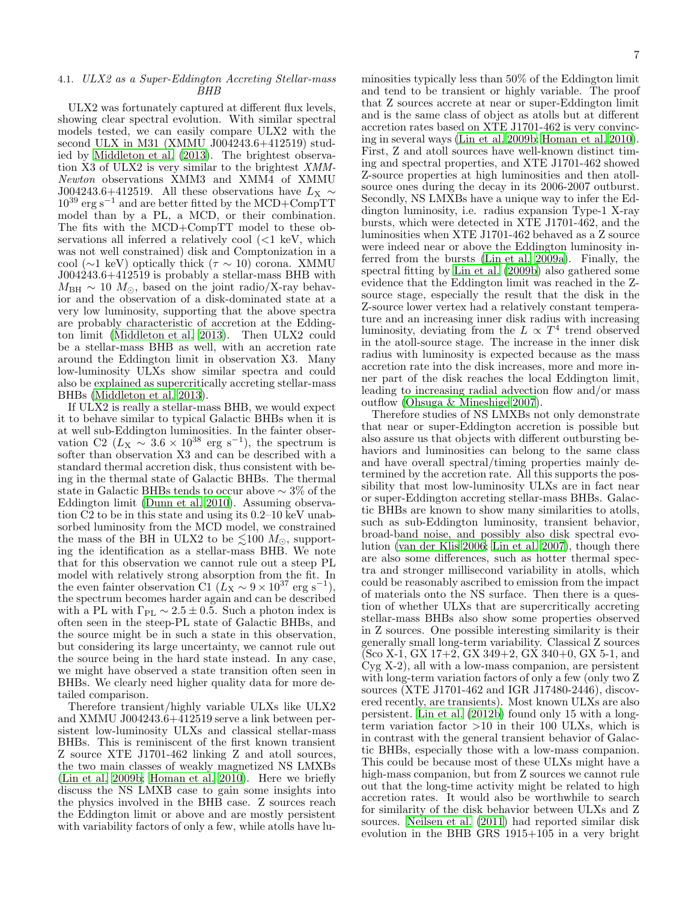### 4.1. *ULX2 as a Super-Eddington Accreting Stellar-mass BHB*

ULX2 was fortunately captured at different flux levels, showing clear spectral evolution. With similar spectral models tested, we can easily compare ULX2 with the second ULX in M31 (XMMU J004243.6+412519) studied by Middleton et al. (2013). The brightest observation X3 of ULX2 is very similar to the brightest *XMM-Newton* observations XMM3 and XMM4 of XMMU J004243.6+412519. All these observations have $L_X \sim 10^{39}$ erg s$^{-1}$ and are better fitted by the MCD+CompTT model than by a PL, a MCD, or their combination. The fits with the MCD+CompTT model to these observations all inferred a relatively cool (<1 keV, which was not well constrained) disk and Comptonization in a cool (∼1 keV) optically thick ($\tau \sim 10$) corona. XMMU J004243.6+412519 is probably a stellar-mass BHB with $M_{\rm BH} \sim 10$ $M_\odot$, based on the joint radio/X-ray behavior and the observation of a disk-dominated state at a very low luminosity, supporting that the above spectra are probably characteristic of accretion at the Eddington limit (Middleton et al. 2013). Then ULX2 could be a stellar-mass BHB as well, with an accretion rate around the Eddington limit in observation X3. Many low-luminosity ULXs show similar spectra and could also be explained as supercritically accreting stellar-mass BHBs (Middleton et al. 2013).

If ULX2 is really a stellar-mass BHB, we would expect it to behave similar to typical Galactic BHBs when it is at well sub-Eddington luminosities. In the fainter observation C2 ($L_X \sim 3.6 \times 10^{38}$ erg s$^{-1}$), the spectrum is softer than observation X3 and can be described with a standard thermal accretion disk, thus consistent with being in the thermal state of Galactic BHBs. The thermal state in Galactic BHBs tends to occur above ∼ 3% of the Eddington limit (Dunn et al. 2010). Assuming observation C2 to be in this state and using its 0.2–10 keV unabsorbed luminosity from the MCD model, we constrained the mass of the BH in ULX2 to be $\lesssim$100 $M_\odot$, supporting the identification as a stellar-mass BHB. We note that for this observation we cannot rule out a steep PL model with relatively strong absorption from the fit. In the even fainter observation C1 ($L_X \sim 9 \times 10^{37}$ erg s$^{-1}$), the spectrum becomes harder again and can be described with a PL with $\Gamma_{\rm PL} \sim 2.5 \pm 0.5$. Such a photon index is often seen in the steep-PL state of Galactic BHBs, and the source might be in such a state in this observation, but considering its large uncertainty, we cannot rule out the source being in the hard state instead. In any case, we might have observed a state transition often seen in BHBs. We clearly need higher quality data for more detailed comparison.

Therefore transient/highly variable ULXs like ULX2 and XMMU J004243.6+412519 serve a link between persistent low-luminosity ULXs and classical stellar-mass BHBs. This is reminiscent of the first known transient Z source XTE J1701-462 linking Z and atoll sources, the two main classes of weakly magnetized NS LMXBs (Lin et al. 2009b; Homan et al. 2010). Here we briefly discuss the NS LMXB case to gain some insights into the physics involved in the BHB case. Z sources reach the Eddington limit or above and are mostly persistent with variability factors of only a few, while atolls have luminosities typically less than 50% of the Eddington limit and tend to be transient or highly variable. The proof that Z sources accrete at near or super-Eddington limit and is the same class of object as atolls but at different accretion rates based on XTE J1701-462 is very convincing in several ways (Lin et al. 2009b; Homan et al. 2010). First, Z and atoll sources have well-known distinct timing and spectral properties, and XTE J1701-462 showed Z-source properties at high luminosities and then atoll-source ones during the decay in its 2006-2007 outburst. Secondly, NS LMXBs have a unique way to infer the Eddington luminosity, i.e. radius expansion Type-1 X-ray bursts, which were detected in XTE J1701-462, and the luminosities when XTE J1701-462 behaved as a Z source were indeed near or above the Eddington luminosity inferred from the bursts (Lin et al. 2009a). Finally, the spectral fitting by Lin et al. (2009b) also gathered some evidence that the Eddington limit was reached in the Z-source stage, especially the result that the disk in the Z-source lower vertex had a relatively constant temperature and an increasing inner disk radius with increasing luminosity, deviating from the $L \propto T^4$ trend observed in the atoll-source stage. The increase in the inner disk radius with luminosity is expected because as the mass accretion rate into the disk increases, more and more inner part of the disk reaches the local Eddington limit, leading to increasing radial advection flow and/or mass outflow (Ohsuga & Mineshige 2007).

Therefore studies of NS LMXBs not only demonstrate that near or super-Eddington accretion is possible but also assure us that objects with different outbursting behaviors and luminosities can belong to the same class and have overall spectral/timing properties mainly determined by the accretion rate. All this supports the possibility that most low-luminosity ULXs are in fact near or super-Eddington accreting stellar-mass BHBs. Galactic BHBs are known to show many similarities to atolls, such as sub-Eddington luminosity, transient behavior, broad-band noise, and possibly also disk spectral evolution (van der Klis 2006; Lin et al. 2007), though there are also some differences, such as hotter thermal spectra and stronger millisecond variability in atolls, which could be reasonably ascribed to emission from the impact of materials onto the NS surface. Then there is a question of whether ULXs that are supercritically accreting stellar-mass BHBs also show some properties observed in Z sources. One possible interesting similarity is their generally small long-term variability. Classical Z sources (Sco X-1, GX 17+2, GX 349+2, GX 340+0, GX 5-1, and Cyg X-2), all with a low-mass companion, are persistent with long-term variation factors of only a few (only two Z sources (XTE J1701-462 and IGR J17480-2446), discovered recently, are transients). Most known ULXs are also persistent. Lin et al. (2012b) found only 15 with a long-term variation factor >10 in their 100 ULXs, which is in contrast with the general transient behavior of Galactic BHBs, especially those with a low-mass companion. This could be because most of these ULXs might have a high-mass companion, but from Z sources we cannot rule out that the long-time activity might be related to high accretion rates. It would also be worthwhile to search for similarity of the disk behavior between ULXs and Z sources. Neilsen et al. (2011) had reported similar disk evolution in the BHB GRS 1915+105 in a very bright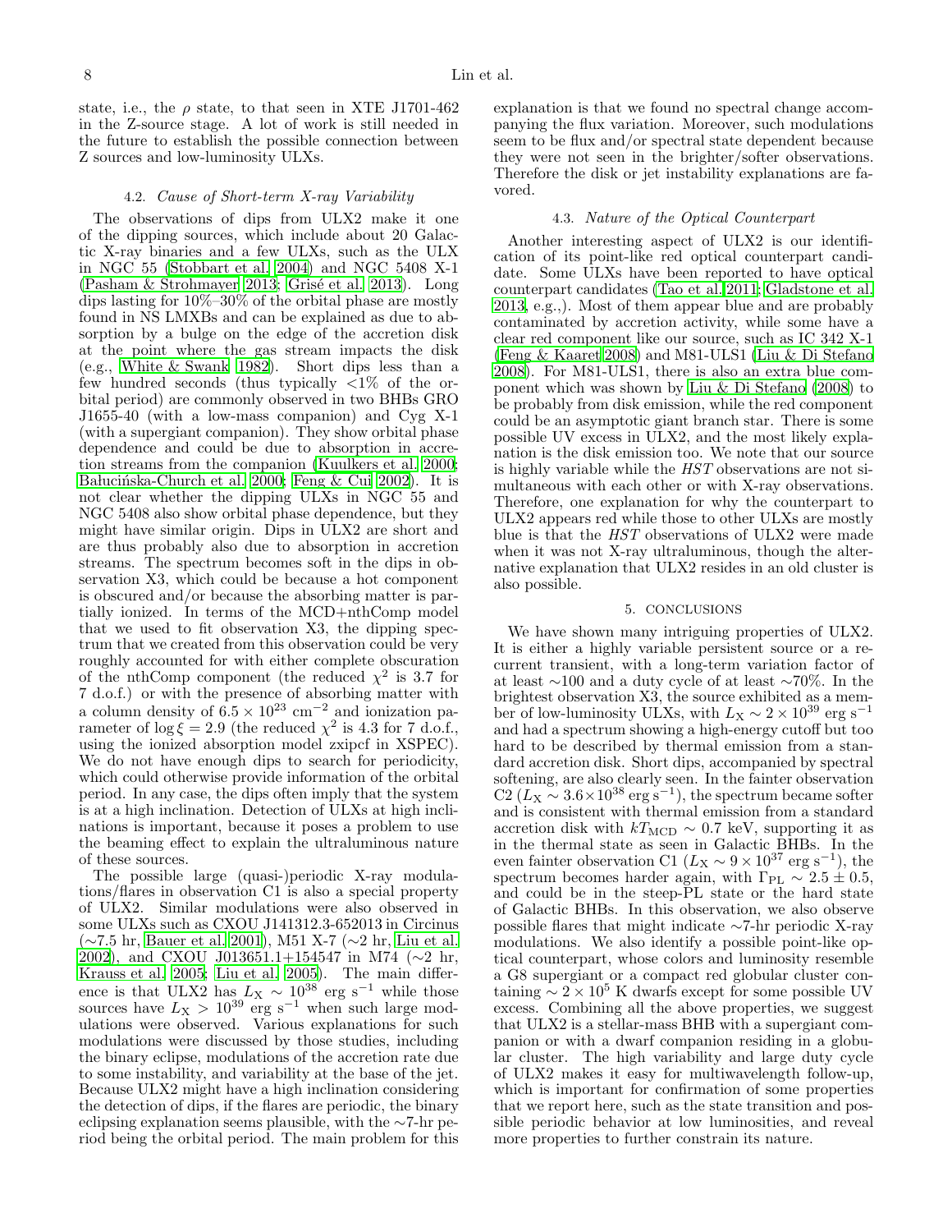state, i.e., the $\rho$ state, to that seen in XTE J1701-462 in the Z-source stage. A lot of work is still needed in the future to establish the possible connection between Z sources and low-luminosity ULXs.

### 4.2. *Cause of Short-term X-ray Variability*

The observations of dips from ULX2 make it one of the dipping sources, which include about 20 Galactic X-ray binaries and a few ULXs, such as the ULX in NGC 55 (Stobbart et al. 2004) and NGC 5408 X-1 (Pasham & Strohmayer 2013; Grisé et al. 2013). Long dips lasting for 10%–30% of the orbital phase are mostly found in NS LMXBs and can be explained as due to absorption by a bulge on the edge of the accretion disk at the point where the gas stream impacts the disk (e.g., White & Swank 1982). Short dips less than a few hundred seconds (thus typically <1% of the orbital period) are commonly observed in two BHBs GRO J1655-40 (with a low-mass companion) and Cyg X-1 (with a supergiant companion). They show orbital phase dependence and could be due to absorption in accretion streams from the companion (Kuulkers et al. 2000; Bałucińska-Church et al. 2000; Feng & Cui 2002). It is not clear whether the dipping ULXs in NGC 55 and NGC 5408 also show orbital phase dependence, but they might have similar origin. Dips in ULX2 are short and are thus probably also due to absorption in accretion streams. The spectrum becomes soft in the dips in observation X3, which could be because a hot component is obscured and/or because the absorbing matter is partially ionized. In terms of the MCD+nthComp model that we used to fit observation X3, the dipping spectrum that we created from this observation could be very roughly accounted for with either complete obscuration of the nthComp component (the reduced $\chi^2$ is 3.7 for 7 d.o.f.) or with the presence of absorbing matter with a column density of $6.5\times10^{23}$ cm$^{-2}$ and ionization parameter of $\log\xi = 2.9$ (the reduced $\chi^2$ is 4.3 for 7 d.o.f., using the ionized absorption model zxipcf in XSPEC). We do not have enough dips to search for periodicity, which could otherwise provide information of the orbital period. In any case, the dips often imply that the system is at a high inclination. Detection of ULXs at high inclinations is important, because it poses a problem to use the beaming effect to explain the ultraluminous nature of these sources.

The possible large (quasi-)periodic X-ray modulations/flares in observation C1 is also a special property of ULX2. Similar modulations were also observed in some ULXs such as CXOU J141312.3-652013 in Circinus (~7.5 hr, Bauer et al. 2001), M51 X-7 (~2 hr, Liu et al. 2002), and CXOU J013651.1+154547 in M74 (~2 hr, Krauss et al. 2005; Liu et al. 2005). The main difference is that ULX2 has $L_X \sim 10^{38}$ erg s$^{-1}$ while those sources have $L_X > 10^{39}$ erg s$^{-1}$ when such large modulations were observed. Various explanations for such modulations were discussed by those studies, including the binary eclipse, modulations of the accretion rate due to some instability, and variability at the base of the jet. Because ULX2 might have a high inclination considering the detection of dips, if the flares are periodic, the binary eclipsing explanation seems plausible, with the ~7-hr period being the orbital period. The main problem for this explanation is that we found no spectral change accompanying the flux variation. Moreover, such modulations seem to be flux and/or spectral state dependent because they were not seen in the brighter/softer observations. Therefore the disk or jet instability explanations are favored.

### 4.3. *Nature of the Optical Counterpart*

Another interesting aspect of ULX2 is our identification of its point-like red optical counterpart candidate. Some ULXs have been reported to have optical counterpart candidates (Tao et al. 2011; Gladstone et al. 2013, e.g.,). Most of them appear blue and are probably contaminated by accretion activity, while some have a clear red component like our source, such as IC 342 X-1 (Feng & Kaaret 2008) and M81-ULS1 (Liu & Di Stefano 2008). For M81-ULS1, there is also an extra blue component which was shown by Liu & Di Stefano (2008) to be probably from disk emission, while the red component could be an asymptotic giant branch star. There is some possible UV excess in ULX2, and the most likely explanation is the disk emission too. We note that our source is highly variable while the *HST* observations are not simultaneous with each other or with X-ray observations. Therefore, one explanation for why the counterpart to ULX2 appears red while those to other ULXs are mostly blue is that the *HST* observations of ULX2 were made when it was not X-ray ultraluminous, though the alternative explanation that ULX2 resides in an old cluster is also possible.

## 5. CONCLUSIONS

We have shown many intriguing properties of ULX2. It is either a highly variable persistent source or a recurrent transient, with a long-term variation factor of at least ~100 and a duty cycle of at least ~70%. In the brightest observation X3, the source exhibited as a member of low-luminosity ULXs, with $L_X \sim 2\times10^{39}$ erg s$^{-1}$ and had a spectrum showing a high-energy cutoff but too hard to be described by thermal emission from a standard accretion disk. Short dips, accompanied by spectral softening, are also clearly seen. In the fainter observation C2 ($L_X \sim 3.6\times10^{38}$ erg s$^{-1}$), the spectrum became softer and is consistent with thermal emission from a standard accretion disk with $kT_{\rm MCD} \sim 0.7$ keV, supporting it as in the thermal state as seen in Galactic BHBs. In the even fainter observation C1 ($L_X \sim 9\times10^{37}$ erg s$^{-1}$), the spectrum becomes harder again, with $\Gamma_{\rm PL} \sim 2.5\pm0.5$, and could be in the steep-PL state or the hard state of Galactic BHBs. In this observation, we also observe possible flares that might indicate ~7-hr periodic X-ray modulations. We also identify a possible point-like optical counterpart, whose colors and luminosity resemble a G8 supergiant or a compact red globular cluster containing $\sim 2\times10^5$ K dwarfs except for some possible UV excess. Combining all the above properties, we suggest that ULX2 is a stellar-mass BHB with a supergiant companion or with a dwarf companion residing in a globular cluster. The high variability and large duty cycle of ULX2 makes it easy for multiwavelength follow-up, which is important for confirmation of some properties that we report here, such as the state transition and possible periodic behavior at low luminosities, and reveal more properties to further constrain its nature.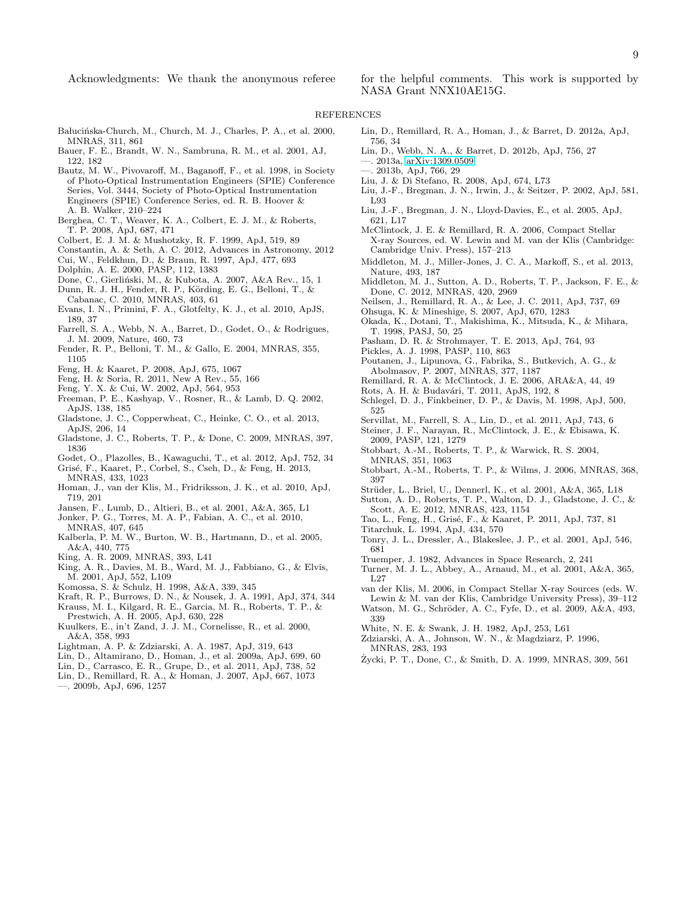Acknowledgments: We thank the anonymous referee for the helpful comments. This work is supported by NASA Grant NNX10AE15G.

## REFERENCES

Bałucińska-Church, M., Church, M. J., Charles, P. A., et al. 2000, MNRAS, 311, 861

Bauer, F. E., Brandt, W. N., Sambruna, R. M., et al. 2001, AJ, 122, 182

Bautz, M. W., Pivovaroff, M., Baganoff, F., et al. 1998, in Society of Photo-Optical Instrumentation Engineers (SPIE) Conference Series, Vol. 3444, Society of Photo-Optical Instrumentation Engineers (SPIE) Conference Series, ed. R. B. Hoover & A. B. Walker, 210–224

Berghea, C. T., Weaver, K. A., Colbert, E. J. M., & Roberts, T. P. 2008, ApJ, 687, 471

Colbert, E. J. M. & Mushotzky, R. F. 1999, ApJ, 519, 89

Constantin, A. & Seth, A. C. 2012, Advances in Astronomy, 2012

Cui, W., Feldkhun, D., & Braun, R. 1997, ApJ, 477, 693

Dolphin, A. E. 2000, PASP, 112, 1383

Done, C., Gierliński, M., & Kubota, A. 2007, A&A Rev., 15, 1

Dunn, R. J. H., Fender, R. P., Körding, E. G., Belloni, T., & Cabanac, C. 2010, MNRAS, 403, 61

Evans, I. N., Primini, F. A., Glotfelty, K. J., et al. 2010, ApJS, 189, 37

Farrell, S. A., Webb, N. A., Barret, D., Godet, O., & Rodrigues, J. M. 2009, Nature, 460, 73

Fender, R. P., Belloni, T. M., & Gallo, E. 2004, MNRAS, 355, 1105

Feng, H. & Kaaret, P. 2008, ApJ, 675, 1067

Feng, H. & Soria, R. 2011, New A Rev., 55, 166

Feng, Y. X. & Cui, W. 2002, ApJ, 564, 953

Freeman, P. E., Kashyap, V., Rosner, R., & Lamb, D. Q. 2002, ApJS, 138, 185

Gladstone, J. C., Copperwheat, C., Heinke, C. O., et al. 2013, ApJS, 206, 14

Gladstone, J. C., Roberts, T. P., & Done, C. 2009, MNRAS, 397, 1836

Godet, O., Plazolles, B., Kawaguchi, T., et al. 2012, ApJ, 752, 34

Grisé, F., Kaaret, P., Corbel, S., Cseh, D., & Feng, H. 2013, MNRAS, 433, 1023

Homan, J., van der Klis, M., Fridriksson, J. K., et al. 2010, ApJ, 719, 201

Jansen, F., Lumb, D., Altieri, B., et al. 2001, A&A, 365, L1

Jonker, P. G., Torres, M. A. P., Fabian, A. C., et al. 2010, MNRAS, 407, 645

Kalberla, P. M. W., Burton, W. B., Hartmann, D., et al. 2005, A&A, 440, 775

King, A. R. 2009, MNRAS, 393, L41

King, A. R., Davies, M. B., Ward, M. J., Fabbiano, G., & Elvis, M. 2001, ApJ, 552, L109

Komossa, S. & Schulz, H. 1998, A&A, 339, 345

Kraft, R. P., Burrows, D. N., & Nousek, J. A. 1991, ApJ, 374, 344

Krauss, M. I., Kilgard, R. E., Garcia, M. R., Roberts, T. P., & Prestwich, A. H. 2005, ApJ, 630, 228

Kuulkers, E., in't Zand, J. J. M., Cornelisse, R., et al. 2000, A&A, 358, 993

Lightman, A. P. & Zdziarski, A. A. 1987, ApJ, 319, 643

Lin, D., Altamirano, D., Homan, J., et al. 2009a, ApJ, 699, 60

Lin, D., Carrasco, E. R., Grupe, D., et al. 2011, ApJ, 738, 52

Lin, D., Remillard, R. A., & Homan, J. 2007, ApJ, 667, 1073

—. 2009b, ApJ, 696, 1257

Lin, D., Remillard, R. A., Homan, J., & Barret, D. 2012a, ApJ, 756, 34

Lin, D., Webb, N. A., & Barret, D. 2012b, ApJ, 756, 27

—. 2013a, arXiv:1309.0509

—. 2013b, ApJ, 766, 29

Liu, J. & Di Stefano, R. 2008, ApJ, 674, L73

Liu, J.-F., Bregman, J. N., Irwin, J., & Seitzer, P. 2002, ApJ, 581, L93

Liu, J.-F., Bregman, J. N., Lloyd-Davies, E., et al. 2005, ApJ, 621, L17

McClintock, J. E. & Remillard, R. A. 2006, Compact Stellar X-ray Sources, ed. W. Lewin and M. van der Klis (Cambridge: Cambridge Univ. Press), 157–213

Middleton, M. J., Miller-Jones, J. C. A., Markoff, S., et al. 2013, Nature, 493, 187

Middleton, M. J., Sutton, A. D., Roberts, T. P., Jackson, F. E., & Done, C. 2012, MNRAS, 420, 2969

Neilsen, J., Remillard, R. A., & Lee, J. C. 2011, ApJ, 737, 69

Ohsuga, K. & Mineshige, S. 2007, ApJ, 670, 1283

Okada, K., Dotani, T., Makishima, K., Mitsuda, K., & Mihara, T. 1998, PASJ, 50, 25

Pasham, D. R. & Strohmayer, T. E. 2013, ApJ, 764, 93

Pickles, A. J. 1998, PASP, 110, 863

Poutanen, J., Lipunova, G., Fabrika, S., Butkevich, A. G., & Abolmasov, P. 2007, MNRAS, 377, 1187

Remillard, R. A. & McClintock, J. E. 2006, ARA&A, 44, 49

Rots, A. H. & Budavári, T. 2011, ApJS, 192, 8

Schlegel, D. J., Finkbeiner, D. P., & Davis, M. 1998, ApJ, 500, 525

Servillat, M., Farrell, S. A., Lin, D., et al. 2011, ApJ, 743, 6

Steiner, J. F., Narayan, R., McClintock, J. E., & Ebisawa, K. 2009, PASP, 121, 1279

Stobbart, A.-M., Roberts, T. P., & Warwick, R. S. 2004, MNRAS, 351, 1063

Stobbart, A.-M., Roberts, T. P., & Wilms, J. 2006, MNRAS, 368, 397

Strüder, L., Briel, U., Dennerl, K., et al. 2001, A&A, 365, L18

Sutton, A. D., Roberts, T. P., Walton, D. J., Gladstone, J. C., & Scott, A. E. 2012, MNRAS, 423, 1154

Tao, L., Feng, H., Grisé, F., & Kaaret, P. 2011, ApJ, 737, 81

Titarchuk, L. 1994, ApJ, 434, 570

Tonry, J. L., Dressler, A., Blakeslee, J. P., et al. 2001, ApJ, 546, 681

Truemper, J. 1982, Advances in Space Research, 2, 241

Turner, M. J. L., Abbey, A., Arnaud, M., et al. 2001, A&A, 365, L27

van der Klis, M. 2006, in Compact Stellar X-ray Sources (eds. W. Lewin & M. van der Klis, Cambridge University Press), 39–112

Watson, M. G., Schröder, A. C., Fyfe, D., et al. 2009, A&A, 493, 339

White, N. E. & Swank, J. H. 1982, ApJ, 253, L61

Zdziarski, A. A., Johnson, W. N., & Magdziarz, P. 1996, MNRAS, 283, 193

Życki, P. T., Done, C., & Smith, D. A. 1999, MNRAS, 309, 561